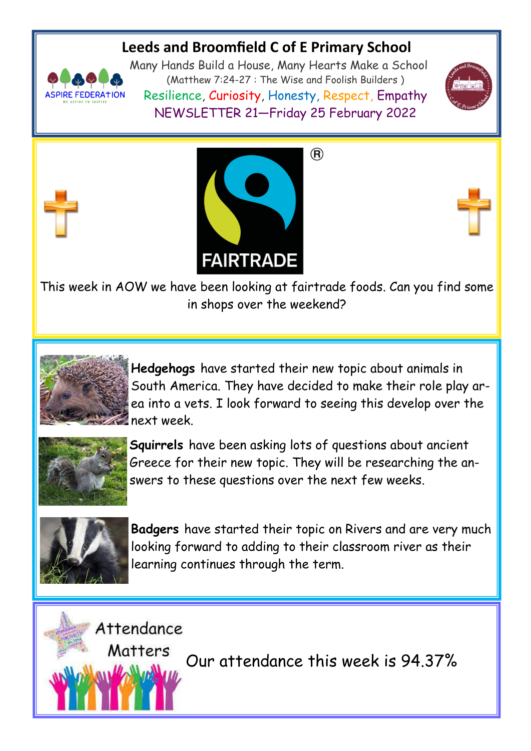# Leeds and Broomfield C of E Primary School

Many Hands Build a House, Many Hearts Make a School

(Matthew 7:24-27 : The Wise and Foolish Builders )

Resilience, Curiosity, Honesty, Respect, Empathy

NEWSLETTER 21—Friday 25 February 2022

This week in AOW we have been looking at fairtrade foods. Can you find some in shops over the weekend?

**Hedgehogs** have started their new topic about animals in South America. They have decided to make their role play area into a vets. I look forward to seeing this develop over the next week.

**Squirrels** have been asking lots of questions about ancient Greece for their new topic. They will be researching the answers to these questions over the next few weeks.

**Badgers** have started their topic on Rivers and are very much looking forward to adding to their classroom river as their learning continues through the term.

Attendance Matters

Our attendance this week is 94.37%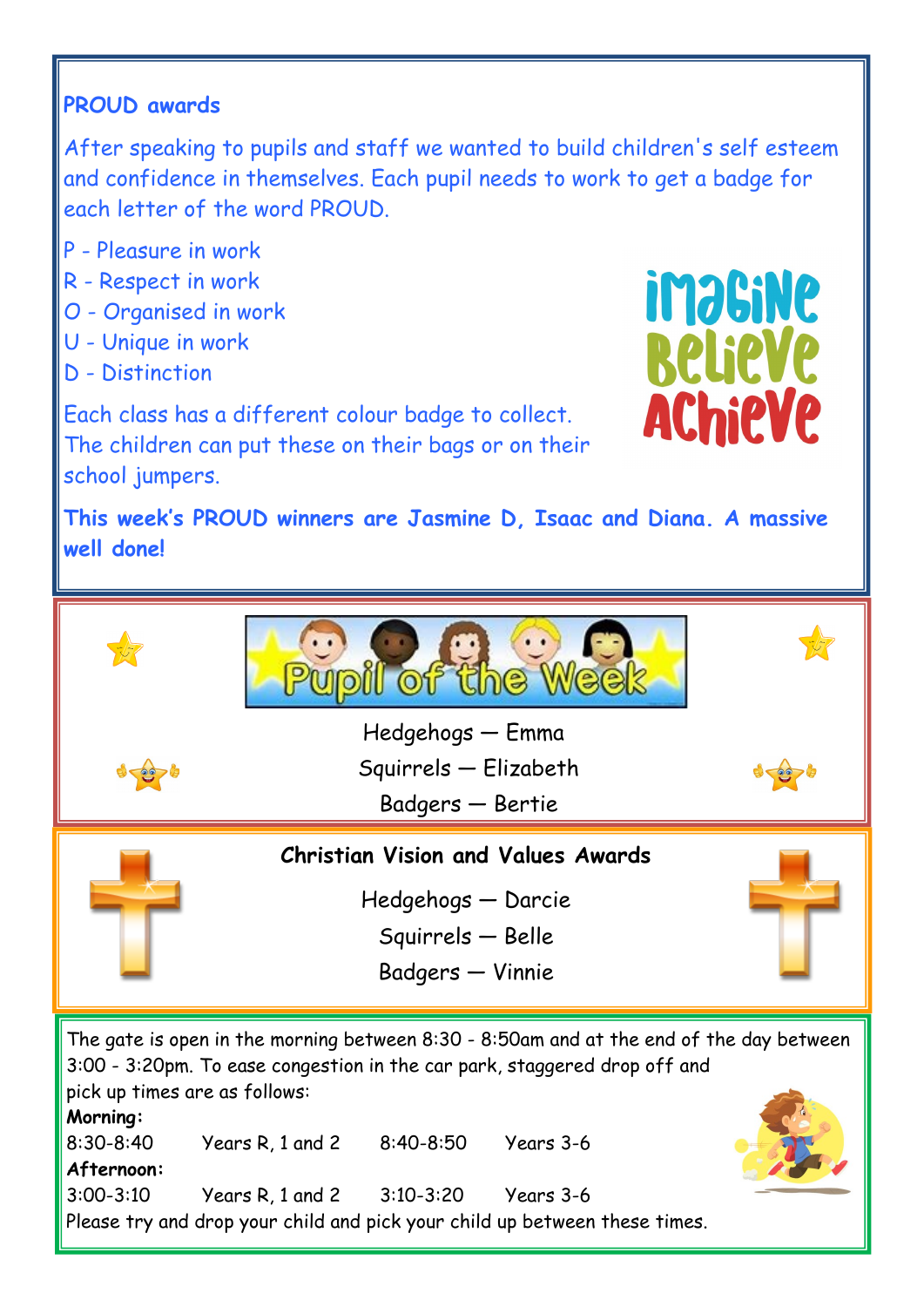## PROUD awards

After speaking to pupils and staff we wanted to build children's self esteem and confidence in themselves. Each pupil needs to work to get a badge for each letter of the word PROUD.

P - Pleasure in work
R - Respect in work
O - Organised in work
U - Unique in work
D - Distinction

Each class has a different colour badge to collect. The children can put these on their bags or on their school jumpers.

**This week's PROUD winners are Jasmine D, Isaac and Diana. A massive well done!**

## Pupil of the Week

Hedgehogs — Emma
Squirrels — Elizabeth
Badgers — Bertie

## Christian Vision and Values Awards

Hedgehogs — Darcie
Squirrels — Belle
Badgers — Vinnie

The gate is open in the morning between 8:30 - 8:50am and at the end of the day between 3:00 - 3:20pm. To ease congestion in the car park, staggered drop off and pick up times are as follows:

**Morning:**

| | | | |
|---|---|---|---|
| 8:30-8:40 | Years R, 1 and 2 | 8:40-8:50 | Years 3-6 |

**Afternoon:**

| | | | |
|---|---|---|---|
| 3:00-3:10 | Years R, 1 and 2 | 3:10-3:20 | Years 3-6 |

Please try and drop your child and pick your child up between these times.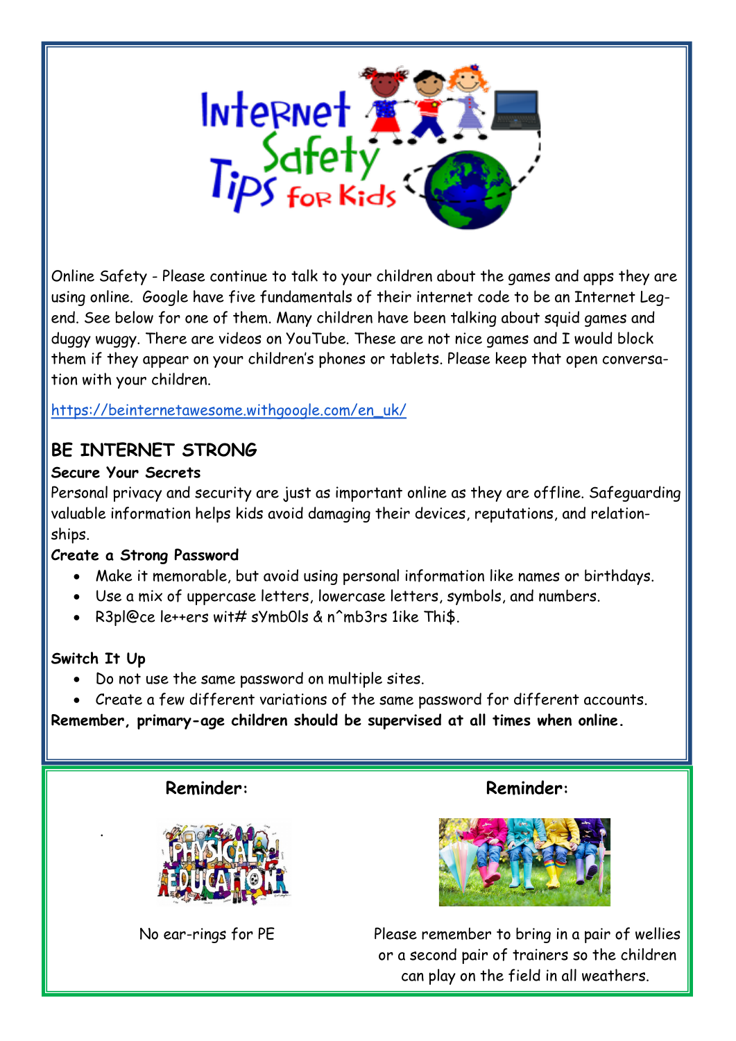# Internet Safety Tips for Kids

Online Safety - Please continue to talk to your children about the games and apps they are using online. Google have five fundamentals of their internet code to be an Internet Legend. See below for one of them. Many children have been talking about squid games and duggy wuggy. There are videos on YouTube. These are not nice games and I would block them if they appear on your children's phones or tablets. Please keep that open conversation with your children.

https://beinternetawesome.withgoogle.com/en_uk/

## BE INTERNET STRONG

**Secure Your Secrets**

Personal privacy and security are just as important online as they are offline. Safeguarding valuable information helps kids avoid damaging their devices, reputations, and relationships.

**Create a Strong Password**

- Make it memorable, but avoid using personal information like names or birthdays.
- Use a mix of uppercase letters, lowercase letters, symbols, and numbers.
- R3pl@ce le++ers wit# sYmb0ls & n^mb3rs 1ike Thi$.

**Switch It Up**

- Do not use the same password on multiple sites.
- Create a few different variations of the same password for different accounts.

**Remember, primary-age children should be supervised at all times when online.**

**Reminder:**

No ear-rings for PE

**Reminder:**

Please remember to bring in a pair of wellies or a second pair of trainers so the children can play on the field in all weathers.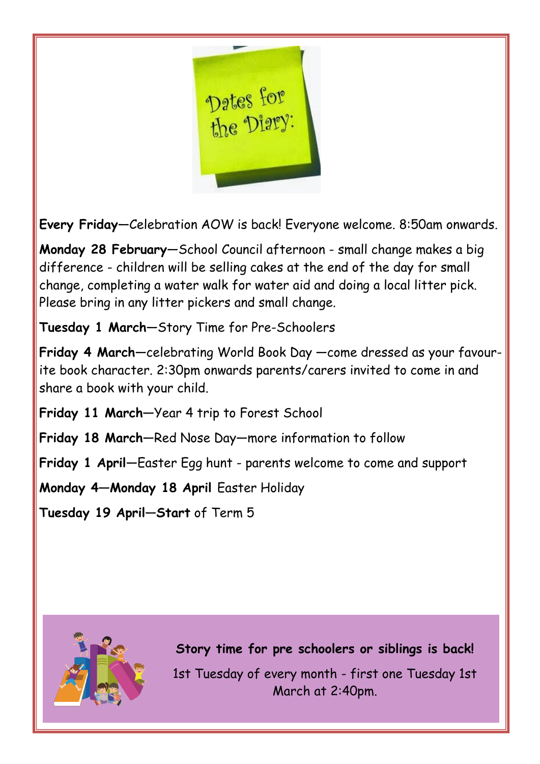# Dates for the Diary:

**Every Friday**—Celebration AOW is back! Everyone welcome. 8:50am onwards.

**Monday 28 February**—School Council afternoon - small change makes a big difference - children will be selling cakes at the end of the day for small change, completing a water walk for water aid and doing a local litter pick. Please bring in any litter pickers and small change.

**Tuesday 1 March**—Story Time for Pre-Schoolers

**Friday 4 March**—celebrating World Book Day —come dressed as your favourite book character. 2:30pm onwards parents/carers invited to come in and share a book with your child.

**Friday 11 March**—Year 4 trip to Forest School

**Friday 18 March**—Red Nose Day—more information to follow

**Friday 1 April**—Easter Egg hunt - parents welcome to come and support

**Monday 4—Monday 18 April** Easter Holiday

**Tuesday 19 April—Start** of Term 5

**Story time for pre schoolers or siblings is back!**

1st Tuesday of every month - first one Tuesday 1st March at 2:40pm.